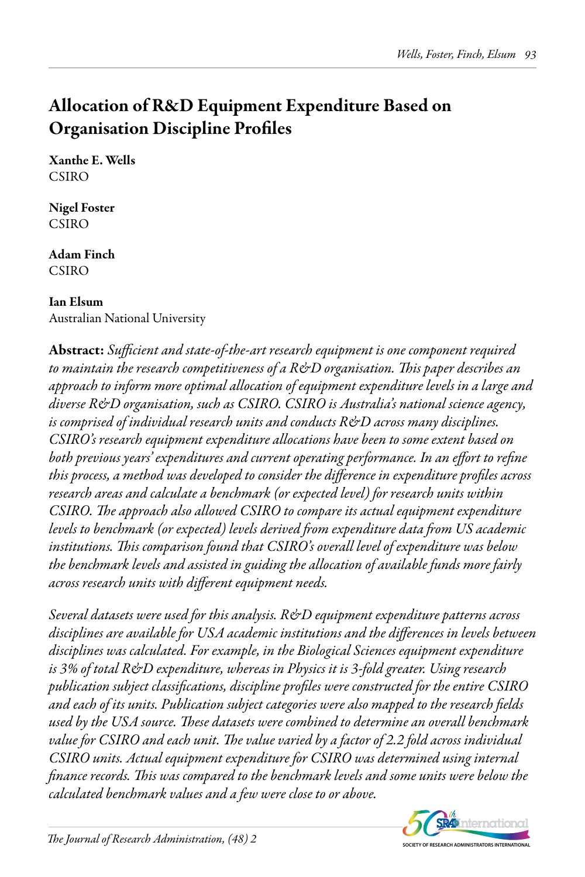# Allocation of R&D Equipment Expenditure Based on Organisation Discipline Profiles

**Xanthe E. Wells**
CSIRO

**Nigel Foster**
CSIRO

**Adam Finch**
CSIRO

**Ian Elsum**
Australian National University

**Abstract:** *Sufficient and state-of-the-art research equipment is one component required to maintain the research competitiveness of a R&D organisation. This paper describes an approach to inform more optimal allocation of equipment expenditure levels in a large and diverse R&D organisation, such as CSIRO. CSIRO is Australia's national science agency, is comprised of individual research units and conducts R&D across many disciplines. CSIRO's research equipment expenditure allocations have been to some extent based on both previous years' expenditures and current operating performance. In an effort to refine this process, a method was developed to consider the difference in expenditure profiles across research areas and calculate a benchmark (or expected level) for research units within CSIRO. The approach also allowed CSIRO to compare its actual equipment expenditure levels to benchmark (or expected) levels derived from expenditure data from US academic institutions. This comparison found that CSIRO's overall level of expenditure was below the benchmark levels and assisted in guiding the allocation of available funds more fairly across research units with different equipment needs.*

*Several datasets were used for this analysis. R&D equipment expenditure patterns across disciplines are available for USA academic institutions and the differences in levels between disciplines was calculated. For example, in the Biological Sciences equipment expenditure is 3% of total R&D expenditure, whereas in Physics it is 3-fold greater. Using research publication subject classifications, discipline profiles were constructed for the entire CSIRO and each of its units. Publication subject categories were also mapped to the research fields used by the USA source. These datasets were combined to determine an overall benchmark value for CSIRO and each unit. The value varied by a factor of 2.2 fold across individual CSIRO units. Actual equipment expenditure for CSIRO was determined using internal finance records. This was compared to the benchmark levels and some units were below the calculated benchmark values and a few were close to or above.*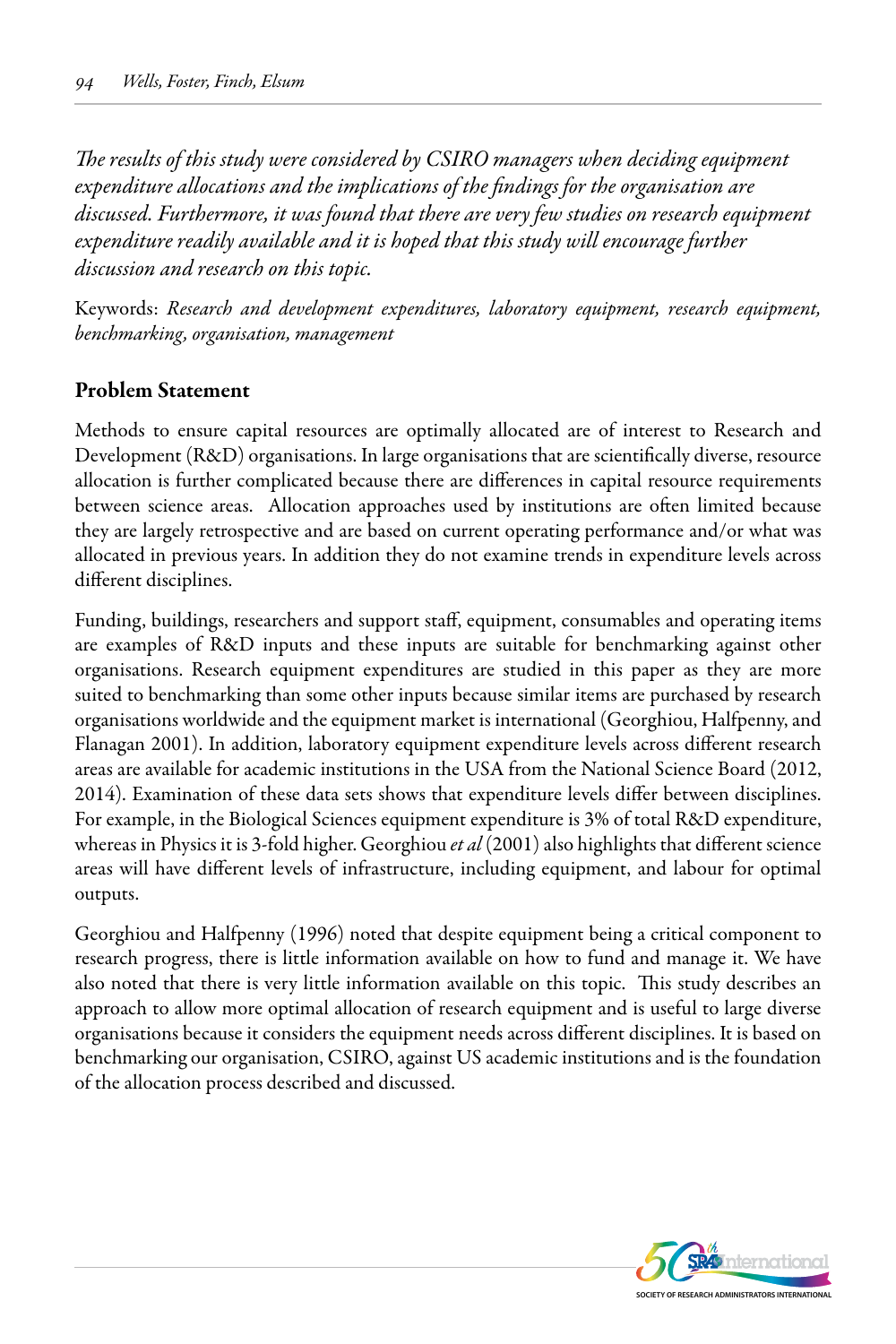*The results of this study were considered by CSIRO managers when deciding equipment expenditure allocations and the implications of the findings for the organisation are discussed. Furthermore, it was found that there are very few studies on research equipment expenditure readily available and it is hoped that this study will encourage further discussion and research on this topic.*

Keywords: *Research and development expenditures, laboratory equipment, research equipment, benchmarking, organisation, management*

## Problem Statement

Methods to ensure capital resources are optimally allocated are of interest to Research and Development (R&D) organisations. In large organisations that are scientifically diverse, resource allocation is further complicated because there are differences in capital resource requirements between science areas. Allocation approaches used by institutions are often limited because they are largely retrospective and are based on current operating performance and/or what was allocated in previous years. In addition they do not examine trends in expenditure levels across different disciplines.

Funding, buildings, researchers and support staff, equipment, consumables and operating items are examples of R&D inputs and these inputs are suitable for benchmarking against other organisations. Research equipment expenditures are studied in this paper as they are more suited to benchmarking than some other inputs because similar items are purchased by research organisations worldwide and the equipment market is international (Georghiou, Halfpenny, and Flanagan 2001). In addition, laboratory equipment expenditure levels across different research areas are available for academic institutions in the USA from the National Science Board (2012, 2014). Examination of these data sets shows that expenditure levels differ between disciplines. For example, in the Biological Sciences equipment expenditure is 3% of total R&D expenditure, whereas in Physics it is 3-fold higher. Georghiou *et al* (2001) also highlights that different science areas will have different levels of infrastructure, including equipment, and labour for optimal outputs.

Georghiou and Halfpenny (1996) noted that despite equipment being a critical component to research progress, there is little information available on how to fund and manage it. We have also noted that there is very little information available on this topic. This study describes an approach to allow more optimal allocation of research equipment and is useful to large diverse organisations because it considers the equipment needs across different disciplines. It is based on benchmarking our organisation, CSIRO, against US academic institutions and is the foundation of the allocation process described and discussed.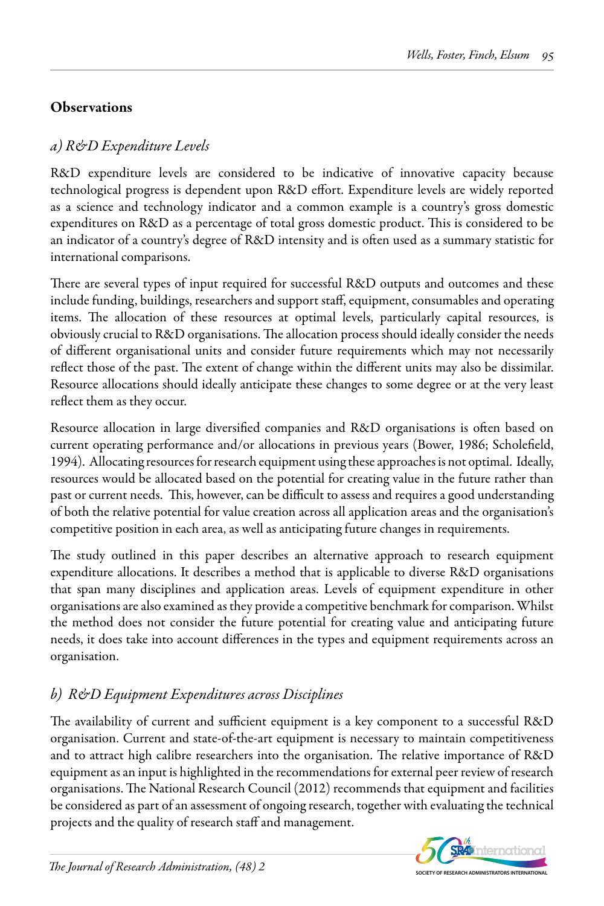## Observations

### *a) R&D Expenditure Levels*

R&D expenditure levels are considered to be indicative of innovative capacity because technological progress is dependent upon R&D effort. Expenditure levels are widely reported as a science and technology indicator and a common example is a country's gross domestic expenditures on R&D as a percentage of total gross domestic product. This is considered to be an indicator of a country's degree of R&D intensity and is often used as a summary statistic for international comparisons.

There are several types of input required for successful R&D outputs and outcomes and these include funding, buildings, researchers and support staff, equipment, consumables and operating items. The allocation of these resources at optimal levels, particularly capital resources, is obviously crucial to R&D organisations. The allocation process should ideally consider the needs of different organisational units and consider future requirements which may not necessarily reflect those of the past. The extent of change within the different units may also be dissimilar. Resource allocations should ideally anticipate these changes to some degree or at the very least reflect them as they occur.

Resource allocation in large diversified companies and R&D organisations is often based on current operating performance and/or allocations in previous years (Bower, 1986; Scholefield, 1994). Allocating resources for research equipment using these approaches is not optimal. Ideally, resources would be allocated based on the potential for creating value in the future rather than past or current needs. This, however, can be difficult to assess and requires a good understanding of both the relative potential for value creation across all application areas and the organisation's competitive position in each area, as well as anticipating future changes in requirements.

The study outlined in this paper describes an alternative approach to research equipment expenditure allocations. It describes a method that is applicable to diverse R&D organisations that span many disciplines and application areas. Levels of equipment expenditure in other organisations are also examined as they provide a competitive benchmark for comparison. Whilst the method does not consider the future potential for creating value and anticipating future needs, it does take into account differences in the types and equipment requirements across an organisation.

### *b) R&D Equipment Expenditures across Disciplines*

The availability of current and sufficient equipment is a key component to a successful R&D organisation. Current and state-of-the-art equipment is necessary to maintain competitiveness and to attract high calibre researchers into the organisation. The relative importance of R&D equipment as an input is highlighted in the recommendations for external peer review of research organisations. The National Research Council (2012) recommends that equipment and facilities be considered as part of an assessment of ongoing research, together with evaluating the technical projects and the quality of research staff and management.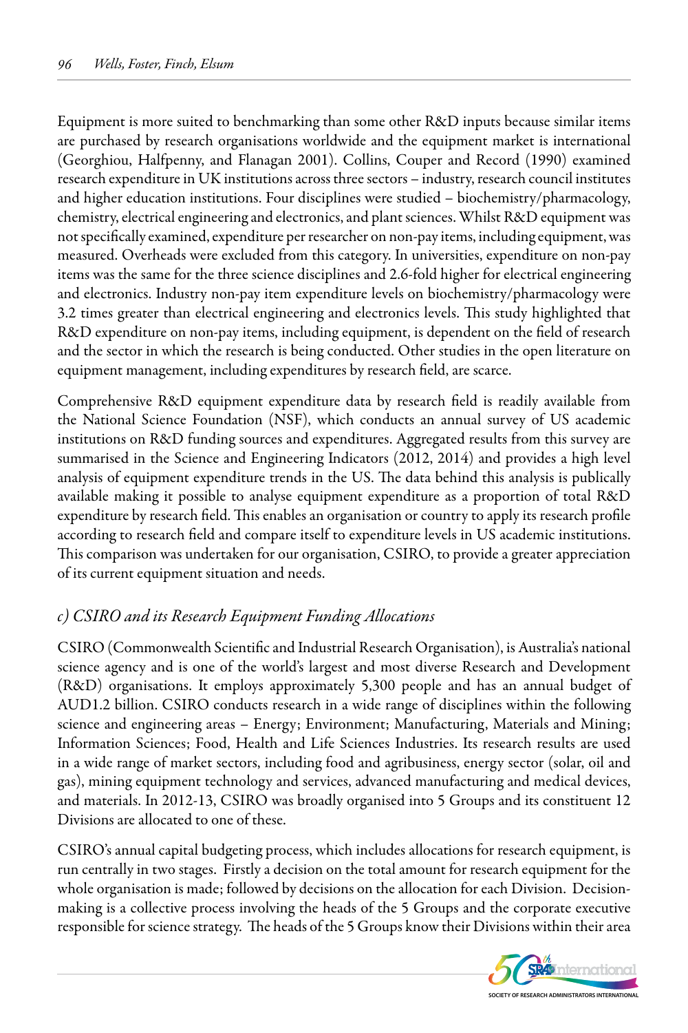Equipment is more suited to benchmarking than some other R&D inputs because similar items are purchased by research organisations worldwide and the equipment market is international (Georghiou, Halfpenny, and Flanagan 2001). Collins, Couper and Record (1990) examined research expenditure in UK institutions across three sectors – industry, research council institutes and higher education institutions. Four disciplines were studied – biochemistry/pharmacology, chemistry, electrical engineering and electronics, and plant sciences. Whilst R&D equipment was not specifically examined, expenditure per researcher on non-pay items, including equipment, was measured. Overheads were excluded from this category. In universities, expenditure on non-pay items was the same for the three science disciplines and 2.6-fold higher for electrical engineering and electronics. Industry non-pay item expenditure levels on biochemistry/pharmacology were 3.2 times greater than electrical engineering and electronics levels. This study highlighted that R&D expenditure on non-pay items, including equipment, is dependent on the field of research and the sector in which the research is being conducted. Other studies in the open literature on equipment management, including expenditures by research field, are scarce.

Comprehensive R&D equipment expenditure data by research field is readily available from the National Science Foundation (NSF), which conducts an annual survey of US academic institutions on R&D funding sources and expenditures. Aggregated results from this survey are summarised in the Science and Engineering Indicators (2012, 2014) and provides a high level analysis of equipment expenditure trends in the US. The data behind this analysis is publically available making it possible to analyse equipment expenditure as a proportion of total R&D expenditure by research field. This enables an organisation or country to apply its research profile according to research field and compare itself to expenditure levels in US academic institutions. This comparison was undertaken for our organisation, CSIRO, to provide a greater appreciation of its current equipment situation and needs.

### *c) CSIRO and its Research Equipment Funding Allocations*

CSIRO (Commonwealth Scientific and Industrial Research Organisation), is Australia's national science agency and is one of the world's largest and most diverse Research and Development (R&D) organisations. It employs approximately 5,300 people and has an annual budget of AUD1.2 billion. CSIRO conducts research in a wide range of disciplines within the following science and engineering areas – Energy; Environment; Manufacturing, Materials and Mining; Information Sciences; Food, Health and Life Sciences Industries. Its research results are used in a wide range of market sectors, including food and agribusiness, energy sector (solar, oil and gas), mining equipment technology and services, advanced manufacturing and medical devices, and materials. In 2012-13, CSIRO was broadly organised into 5 Groups and its constituent 12 Divisions are allocated to one of these.

CSIRO's annual capital budgeting process, which includes allocations for research equipment, is run centrally in two stages. Firstly a decision on the total amount for research equipment for the whole organisation is made; followed by decisions on the allocation for each Division. Decision-making is a collective process involving the heads of the 5 Groups and the corporate executive responsible for science strategy. The heads of the 5 Groups know their Divisions within their area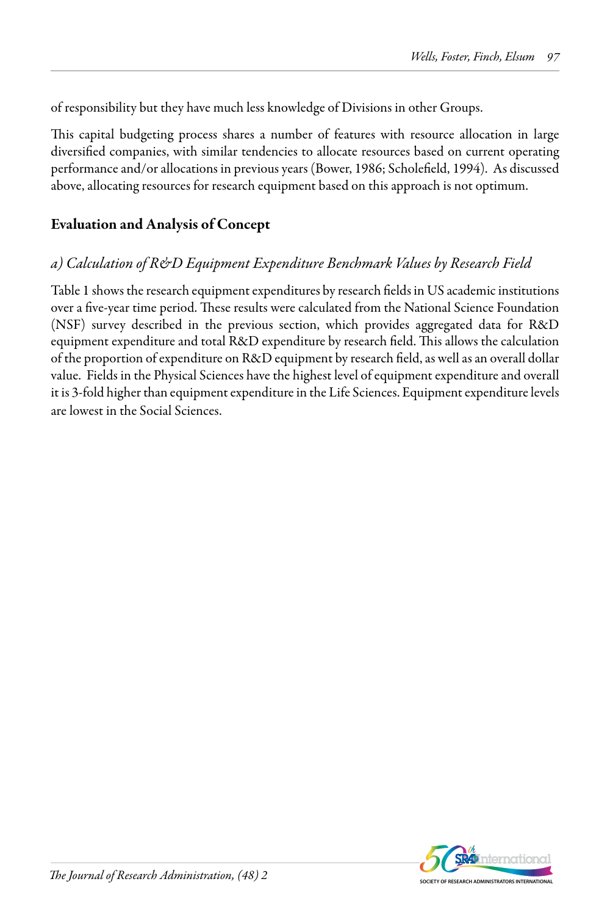of responsibility but they have much less knowledge of Divisions in other Groups.

This capital budgeting process shares a number of features with resource allocation in large diversified companies, with similar tendencies to allocate resources based on current operating performance and/or allocations in previous years (Bower, 1986; Scholefield, 1994). As discussed above, allocating resources for research equipment based on this approach is not optimum.

## Evaluation and Analysis of Concept

### *a) Calculation of R&D Equipment Expenditure Benchmark Values by Research Field*

Table 1 shows the research equipment expenditures by research fields in US academic institutions over a five-year time period. These results were calculated from the National Science Foundation (NSF) survey described in the previous section, which provides aggregated data for R&D equipment expenditure and total R&D expenditure by research field. This allows the calculation of the proportion of expenditure on R&D equipment by research field, as well as an overall dollar value. Fields in the Physical Sciences have the highest level of equipment expenditure and overall it is 3-fold higher than equipment expenditure in the Life Sciences. Equipment expenditure levels are lowest in the Social Sciences.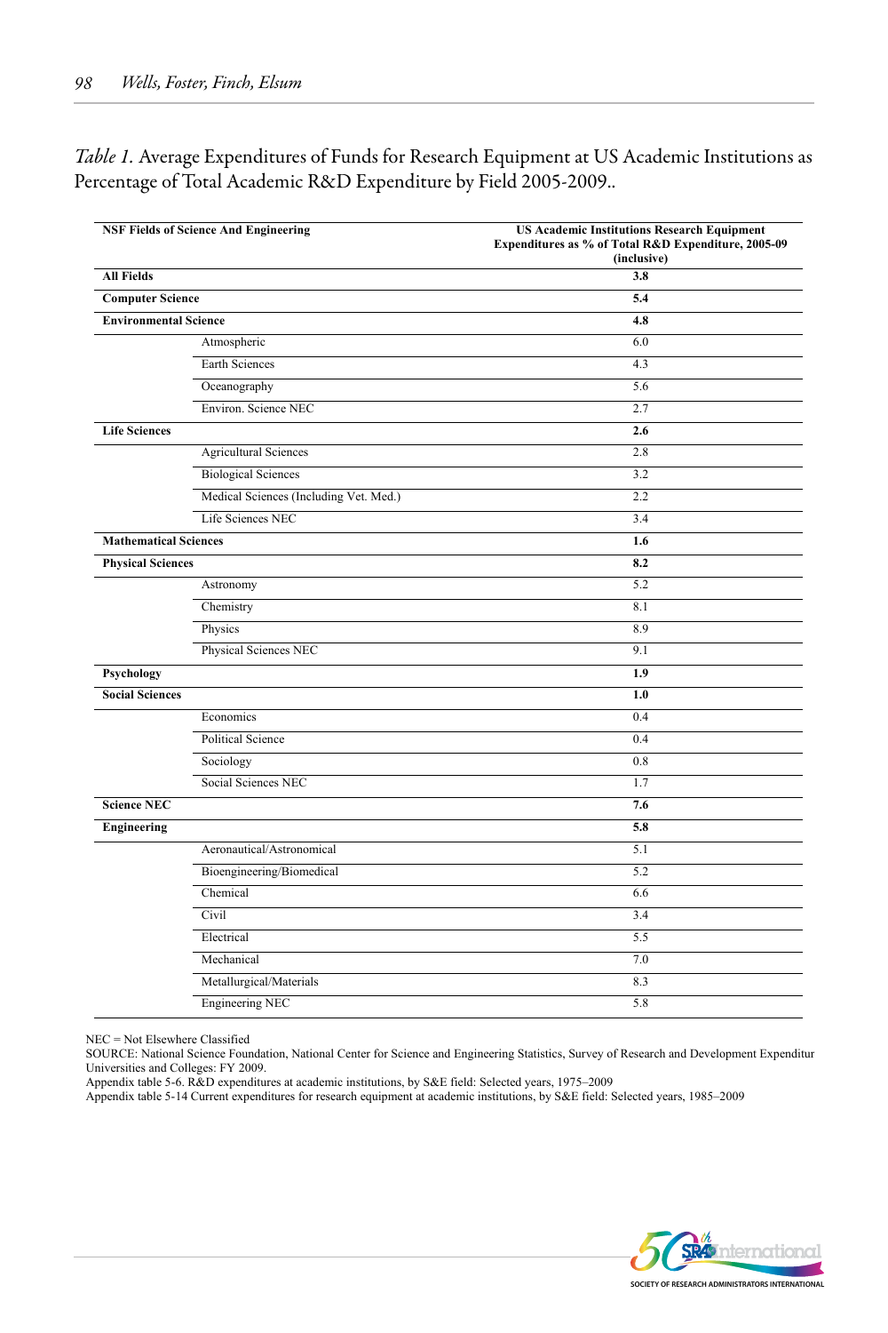*Table 1.* Average Expenditures of Funds for Research Equipment at US Academic Institutions as Percentage of Total Academic R&D Expenditure by Field 2005-2009..

| NSF Fields of Science And Engineering | | US Academic Institutions Research Equipment Expenditures as % of Total R&D Expenditure, 2005-09 (inclusive) |
|---|---|---|
| **All Fields** | | **3.8** |
| **Computer Science** | | **5.4** |
| **Environmental Science** | | **4.8** |
| | Atmospheric | 6.0 |
| | Earth Sciences | 4.3 |
| | Oceanography | 5.6 |
| | Environ. Science NEC | 2.7 |
| **Life Sciences** | | **2.6** |
| | Agricultural Sciences | 2.8 |
| | Biological Sciences | 3.2 |
| | Medical Sciences (Including Vet. Med.) | 2.2 |
| | Life Sciences NEC | 3.4 |
| **Mathematical Sciences** | | **1.6** |
| **Physical Sciences** | | **8.2** |
| | Astronomy | 5.2 |
| | Chemistry | 8.1 |
| | Physics | 8.9 |
| | Physical Sciences NEC | 9.1 |
| **Psychology** | | **1.9** |
| **Social Sciences** | | **1.0** |
| | Economics | 0.4 |
| | Political Science | 0.4 |
| | Sociology | 0.8 |
| | Social Sciences NEC | 1.7 |
| **Science NEC** | | **7.6** |
| **Engineering** | | **5.8** |
| | Aeronautical/Astronomical | 5.1 |
| | Bioengineering/Biomedical | 5.2 |
| | Chemical | 6.6 |
| | Civil | 3.4 |
| | Electrical | 5.5 |
| | Mechanical | 7.0 |
| | Metallurgical/Materials | 8.3 |
| | Engineering NEC | 5.8 |

NEC = Not Elsewhere Classified

SOURCE: National Science Foundation, National Center for Science and Engineering Statistics, Survey of Research and Development Expenditur Universities and Colleges: FY 2009.

Appendix table 5-6. R&D expenditures at academic institutions, by S&E field: Selected years, 1975–2009

Appendix table 5-14 Current expenditures for research equipment at academic institutions, by S&E field: Selected years, 1985–2009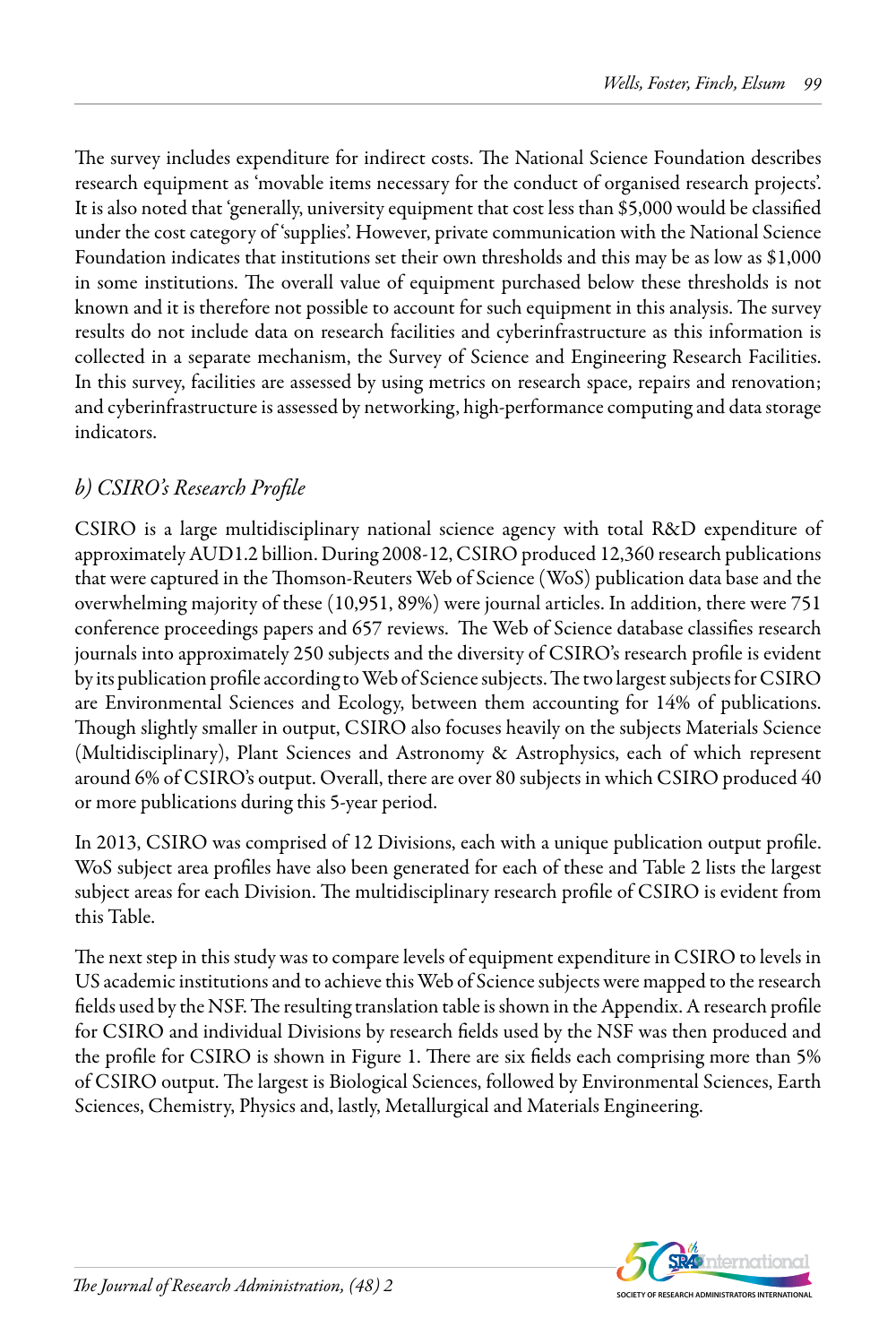The survey includes expenditure for indirect costs. The National Science Foundation describes research equipment as 'movable items necessary for the conduct of organised research projects'. It is also noted that 'generally, university equipment that cost less than $5,000 would be classified under the cost category of 'supplies'. However, private communication with the National Science Foundation indicates that institutions set their own thresholds and this may be as low as $1,000 in some institutions. The overall value of equipment purchased below these thresholds is not known and it is therefore not possible to account for such equipment in this analysis. The survey results do not include data on research facilities and cyberinfrastructure as this information is collected in a separate mechanism, the Survey of Science and Engineering Research Facilities. In this survey, facilities are assessed by using metrics on research space, repairs and renovation; and cyberinfrastructure is assessed by networking, high-performance computing and data storage indicators.

### *b) CSIRO's Research Profile*

CSIRO is a large multidisciplinary national science agency with total R&D expenditure of approximately AUD1.2 billion. During 2008-12, CSIRO produced 12,360 research publications that were captured in the Thomson-Reuters Web of Science (WoS) publication data base and the overwhelming majority of these (10,951, 89%) were journal articles. In addition, there were 751 conference proceedings papers and 657 reviews. The Web of Science database classifies research journals into approximately 250 subjects and the diversity of CSIRO's research profile is evident by its publication profile according to Web of Science subjects. The two largest subjects for CSIRO are Environmental Sciences and Ecology, between them accounting for 14% of publications. Though slightly smaller in output, CSIRO also focuses heavily on the subjects Materials Science (Multidisciplinary), Plant Sciences and Astronomy & Astrophysics, each of which represent around 6% of CSIRO's output. Overall, there are over 80 subjects in which CSIRO produced 40 or more publications during this 5-year period.

In 2013, CSIRO was comprised of 12 Divisions, each with a unique publication output profile. WoS subject area profiles have also been generated for each of these and Table 2 lists the largest subject areas for each Division. The multidisciplinary research profile of CSIRO is evident from this Table.

The next step in this study was to compare levels of equipment expenditure in CSIRO to levels in US academic institutions and to achieve this Web of Science subjects were mapped to the research fields used by the NSF. The resulting translation table is shown in the Appendix. A research profile for CSIRO and individual Divisions by research fields used by the NSF was then produced and the profile for CSIRO is shown in Figure 1. There are six fields each comprising more than 5% of CSIRO output. The largest is Biological Sciences, followed by Environmental Sciences, Earth Sciences, Chemistry, Physics and, lastly, Metallurgical and Materials Engineering.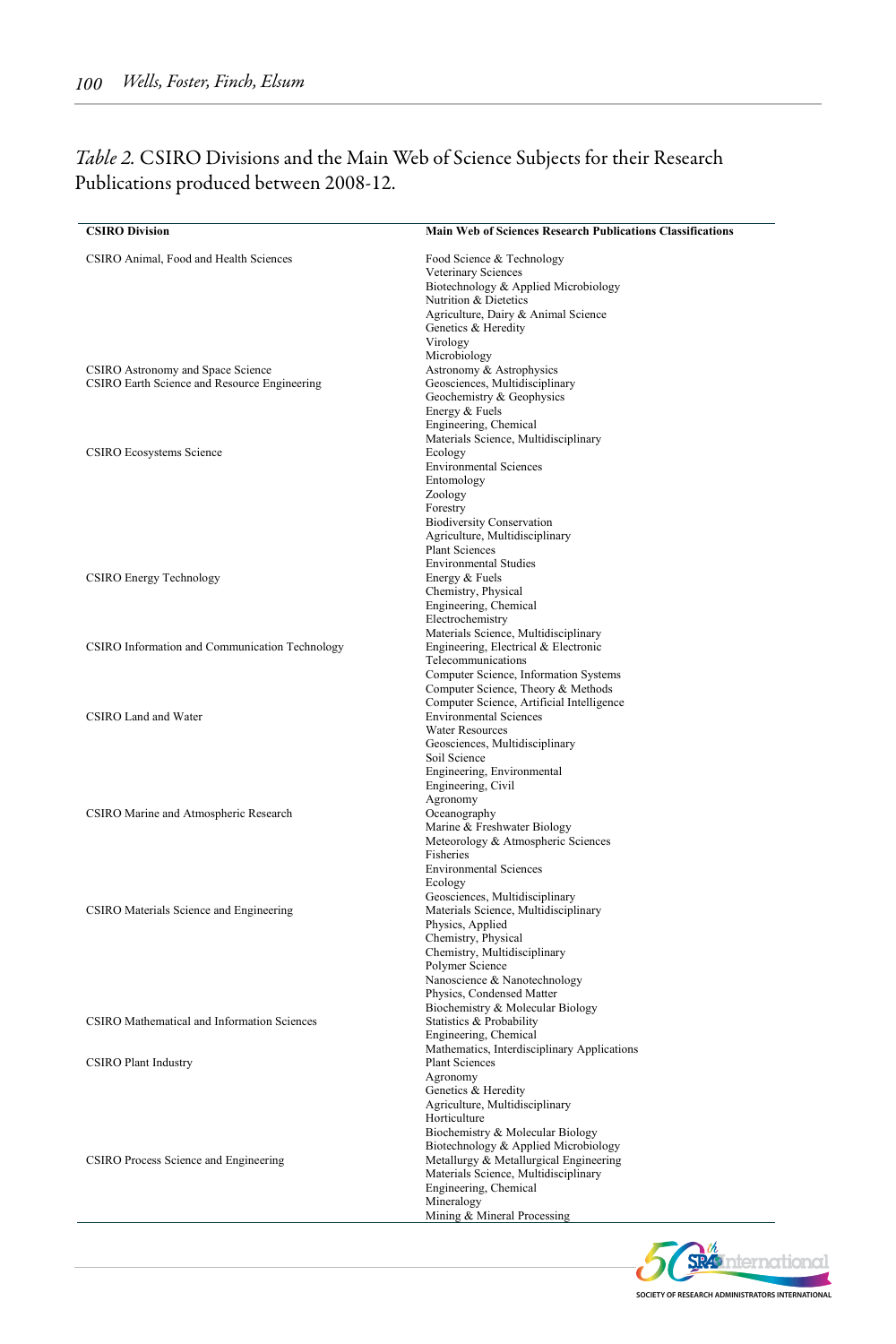*Table 2.* CSIRO Divisions and the Main Web of Science Subjects for their Research Publications produced between 2008-12.

| CSIRO Division | Main Web of Sciences Research Publications Classifications |
|---|---|
| CSIRO Animal, Food and Health Sciences | Food Science & Technology |
| | Veterinary Sciences |
| | Biotechnology & Applied Microbiology |
| | Nutrition & Dietetics |
| | Agriculture, Dairy & Animal Science |
| | Genetics & Heredity |
| | Virology |
| | Microbiology |
| CSIRO Astronomy and Space Science | Astronomy & Astrophysics |
| CSIRO Earth Science and Resource Engineering | Geosciences, Multidisciplinary |
| | Geochemistry & Geophysics |
| | Energy & Fuels |
| | Engineering, Chemical |
| | Materials Science, Multidisciplinary |
| CSIRO Ecosystems Science | Ecology |
| | Environmental Sciences |
| | Entomology |
| | Zoology |
| | Forestry |
| | Biodiversity Conservation |
| | Agriculture, Multidisciplinary |
| | Plant Sciences |
| | Environmental Studies |
| CSIRO Energy Technology | Energy & Fuels |
| | Chemistry, Physical |
| | Engineering, Chemical |
| | Electrochemistry |
| | Materials Science, Multidisciplinary |
| CSIRO Information and Communication Technology | Engineering, Electrical & Electronic |
| | Telecommunications |
| | Computer Science, Information Systems |
| | Computer Science, Theory & Methods |
| | Computer Science, Artificial Intelligence |
| CSIRO Land and Water | Environmental Sciences |
| | Water Resources |
| | Geosciences, Multidisciplinary |
| | Soil Science |
| | Engineering, Environmental |
| | Engineering, Civil |
| | Agronomy |
| CSIRO Marine and Atmospheric Research | Oceanography |
| | Marine & Freshwater Biology |
| | Meteorology & Atmospheric Sciences |
| | Fisheries |
| | Environmental Sciences |
| | Ecology |
| | Geosciences, Multidisciplinary |
| CSIRO Materials Science and Engineering | Materials Science, Multidisciplinary |
| | Physics, Applied |
| | Chemistry, Physical |
| | Chemistry, Multidisciplinary |
| | Polymer Science |
| | Nanoscience & Nanotechnology |
| | Physics, Condensed Matter |
| | Biochemistry & Molecular Biology |
| CSIRO Mathematical and Information Sciences | Statistics & Probability |
| | Engineering, Chemical |
| | Mathematics, Interdisciplinary Applications |
| CSIRO Plant Industry | Plant Sciences |
| | Agronomy |
| | Genetics & Heredity |
| | Agriculture, Multidisciplinary |
| | Horticulture |
| | Biochemistry & Molecular Biology |
| | Biotechnology & Applied Microbiology |
| CSIRO Process Science and Engineering | Metallurgy & Metallurgical Engineering |
| | Materials Science, Multidisciplinary |
| | Engineering, Chemical |
| | Mineralogy |
| | Mining & Mineral Processing |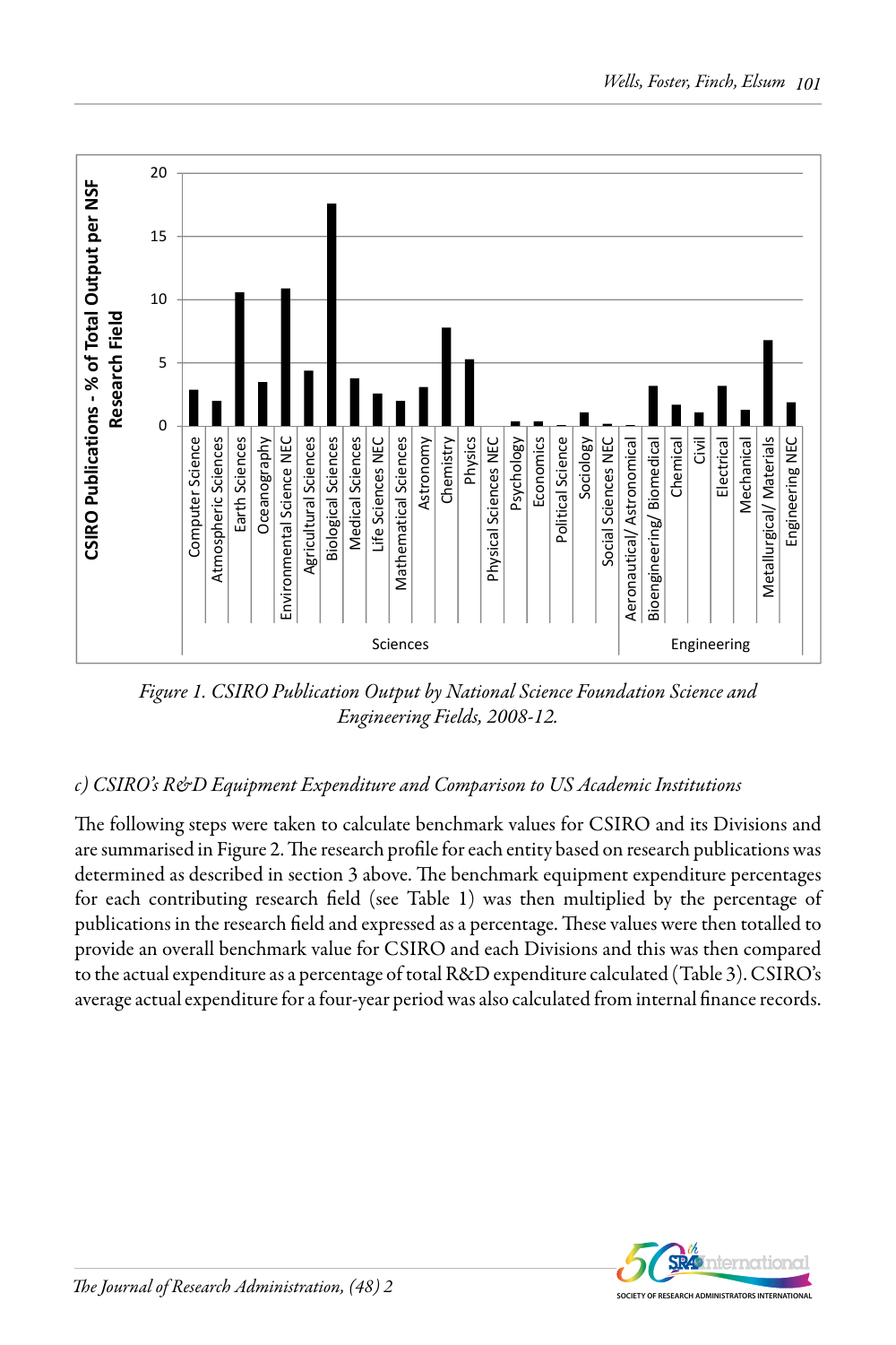*Figure 1. CSIRO Publication Output by National Science Foundation Science and Engineering Fields, 2008-12.*

### *c) CSIRO's R&D Equipment Expenditure and Comparison to US Academic Institutions*

The following steps were taken to calculate benchmark values for CSIRO and its Divisions and are summarised in Figure 2. The research profile for each entity based on research publications was determined as described in section 3 above. The benchmark equipment expenditure percentages for each contributing research field (see Table 1) was then multiplied by the percentage of publications in the research field and expressed as a percentage. These values were then totalled to provide an overall benchmark value for CSIRO and each Divisions and this was then compared to the actual expenditure as a percentage of total R&D expenditure calculated (Table 3). CSIRO's average actual expenditure for a four-year period was also calculated from internal finance records.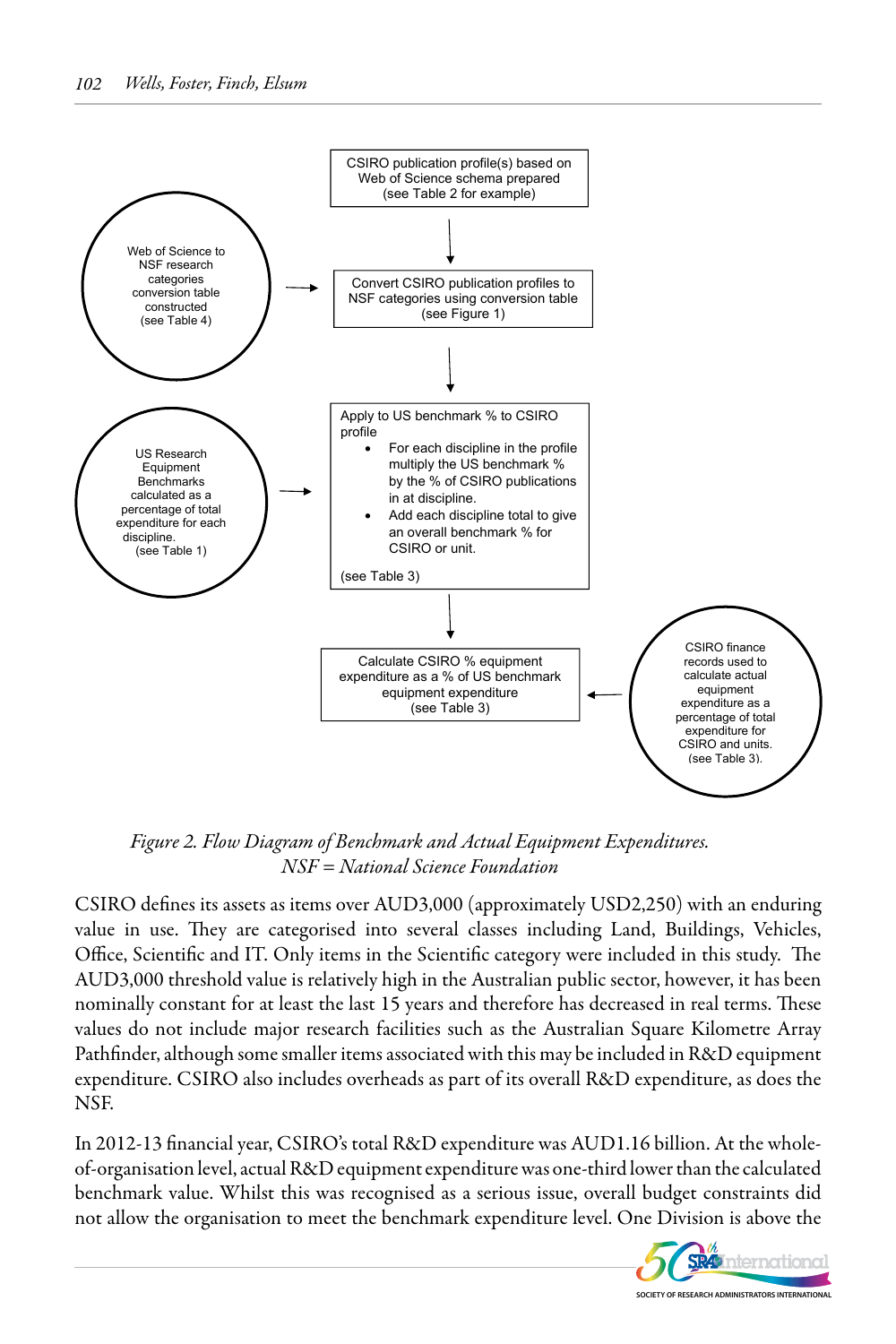CSIRO publication profile(s) based on Web of Science schema prepared (see Table 2 for example)

Web of Science to NSF research categories conversion table constructed (see Table 4)

Convert CSIRO publication profiles to NSF categories using conversion table (see Figure 1)

US Research Equipment Benchmarks calculated as a percentage of total expenditure for each discipline. (see Table 1)

Apply to US benchmark % to CSIRO profile

- For each discipline in the profile multiply the US benchmark % by the % of CSIRO publications in at discipline.
- Add each discipline total to give an overall benchmark % for CSIRO or unit.

(see Table 3)

Calculate CSIRO % equipment expenditure as a % of US benchmark equipment expenditure (see Table 3)

CSIRO finance records used to calculate actual equipment expenditure as a percentage of total expenditure for CSIRO and units. (see Table 3).

*Figure 2. Flow Diagram of Benchmark and Actual Equipment Expenditures. NSF = National Science Foundation*

CSIRO defines its assets as items over AUD3,000 (approximately USD2,250) with an enduring value in use. They are categorised into several classes including Land, Buildings, Vehicles, Office, Scientific and IT. Only items in the Scientific category were included in this study. The AUD3,000 threshold value is relatively high in the Australian public sector, however, it has been nominally constant for at least the last 15 years and therefore has decreased in real terms. These values do not include major research facilities such as the Australian Square Kilometre Array Pathfinder, although some smaller items associated with this may be included in R&D equipment expenditure. CSIRO also includes overheads as part of its overall R&D expenditure, as does the NSF.

In 2012-13 financial year, CSIRO's total R&D expenditure was AUD1.16 billion. At the whole-of-organisation level, actual R&D equipment expenditure was one-third lower than the calculated benchmark value. Whilst this was recognised as a serious issue, overall budget constraints did not allow the organisation to meet the benchmark expenditure level. One Division is above the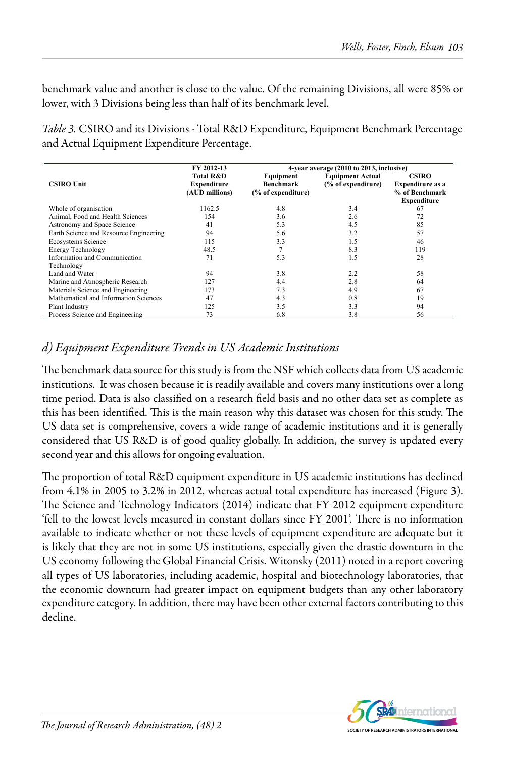benchmark value and another is close to the value. Of the remaining Divisions, all were 85% or lower, with 3 Divisions being less than half of its benchmark level.

*Table 3.* CSIRO and its Divisions - Total R&D Expenditure, Equipment Benchmark Percentage and Actual Equipment Expenditure Percentage.

| CSIRO Unit | FY 2012-13 Total R&D Expenditure (AUD millions) | 4-year average (2010 to 2013, inclusive) Equipment Benchmark (% of expenditure) | Equipment Actual (% of expenditure) | CSIRO Expenditure as a % of Benchmark Expenditure |
|---|---|---|---|---|
| Whole of organisation | 1162.5 | 4.8 | 3.4 | 67 |
| Animal, Food and Health Sciences | 154 | 3.6 | 2.6 | 72 |
| Astronomy and Space Science | 41 | 5.3 | 4.5 | 85 |
| Earth Science and Resource Engineering | 94 | 5.6 | 3.2 | 57 |
| Ecosystems Science | 115 | 3.3 | 1.5 | 46 |
| Energy Technology | 48.5 | 7 | 8.3 | 119 |
| Information and Communication Technology | 71 | 5.3 | 1.5 | 28 |
| Land and Water | 94 | 3.8 | 2.2 | 58 |
| Marine and Atmospheric Research | 127 | 4.4 | 2.8 | 64 |
| Materials Science and Engineering | 173 | 7.3 | 4.9 | 67 |
| Mathematical and Information Sciences | 47 | 4.3 | 0.8 | 19 |
| Plant Industry | 125 | 3.5 | 3.3 | 94 |
| Process Science and Engineering | 73 | 6.8 | 3.8 | 56 |

### *d) Equipment Expenditure Trends in US Academic Institutions*

The benchmark data source for this study is from the NSF which collects data from US academic institutions. It was chosen because it is readily available and covers many institutions over a long time period. Data is also classified on a research field basis and no other data set as complete as this has been identified. This is the main reason why this dataset was chosen for this study. The US data set is comprehensive, covers a wide range of academic institutions and it is generally considered that US R&D is of good quality globally. In addition, the survey is updated every second year and this allows for ongoing evaluation.

The proportion of total R&D equipment expenditure in US academic institutions has declined from 4.1% in 2005 to 3.2% in 2012, whereas actual total expenditure has increased (Figure 3). The Science and Technology Indicators (2014) indicate that FY 2012 equipment expenditure 'fell to the lowest levels measured in constant dollars since FY 2001'. There is no information available to indicate whether or not these levels of equipment expenditure are adequate but it is likely that they are not in some US institutions, especially given the drastic downturn in the US economy following the Global Financial Crisis. Witonsky (2011) noted in a report covering all types of US laboratories, including academic, hospital and biotechnology laboratories, that the economic downturn had greater impact on equipment budgets than any other laboratory expenditure category. In addition, there may have been other external factors contributing to this decline.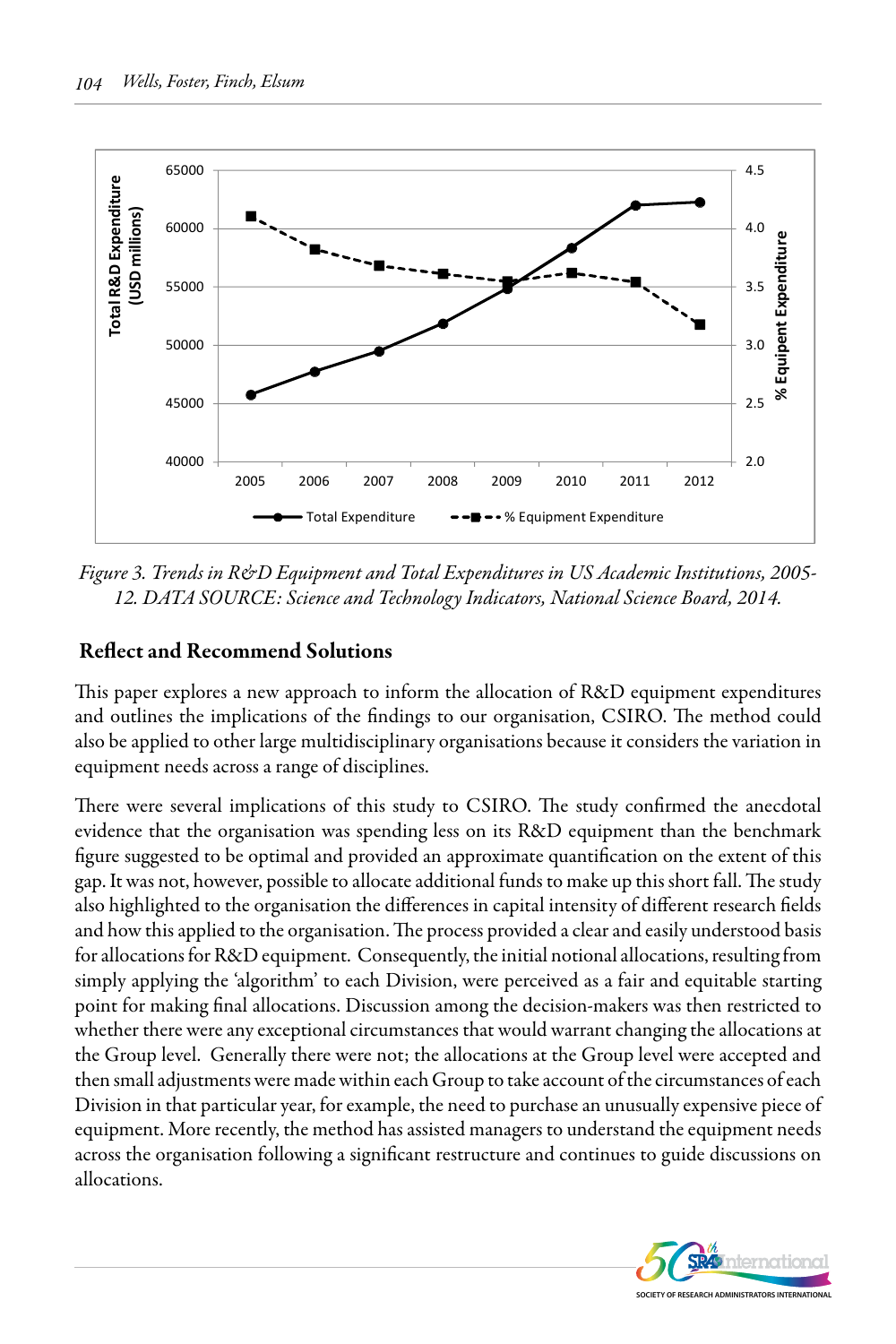*Figure 3. Trends in R&D Equipment and Total Expenditures in US Academic Institutions, 2005-12. DATA SOURCE: Science and Technology Indicators, National Science Board, 2014.*

## Reflect and Recommend Solutions

This paper explores a new approach to inform the allocation of R&D equipment expenditures and outlines the implications of the findings to our organisation, CSIRO. The method could also be applied to other large multidisciplinary organisations because it considers the variation in equipment needs across a range of disciplines.

There were several implications of this study to CSIRO. The study confirmed the anecdotal evidence that the organisation was spending less on its R&D equipment than the benchmark figure suggested to be optimal and provided an approximate quantification on the extent of this gap. It was not, however, possible to allocate additional funds to make up this short fall. The study also highlighted to the organisation the differences in capital intensity of different research fields and how this applied to the organisation. The process provided a clear and easily understood basis for allocations for R&D equipment. Consequently, the initial notional allocations, resulting from simply applying the 'algorithm' to each Division, were perceived as a fair and equitable starting point for making final allocations. Discussion among the decision-makers was then restricted to whether there were any exceptional circumstances that would warrant changing the allocations at the Group level. Generally there were not; the allocations at the Group level were accepted and then small adjustments were made within each Group to take account of the circumstances of each Division in that particular year, for example, the need to purchase an unusually expensive piece of equipment. More recently, the method has assisted managers to understand the equipment needs across the organisation following a significant restructure and continues to guide discussions on allocations.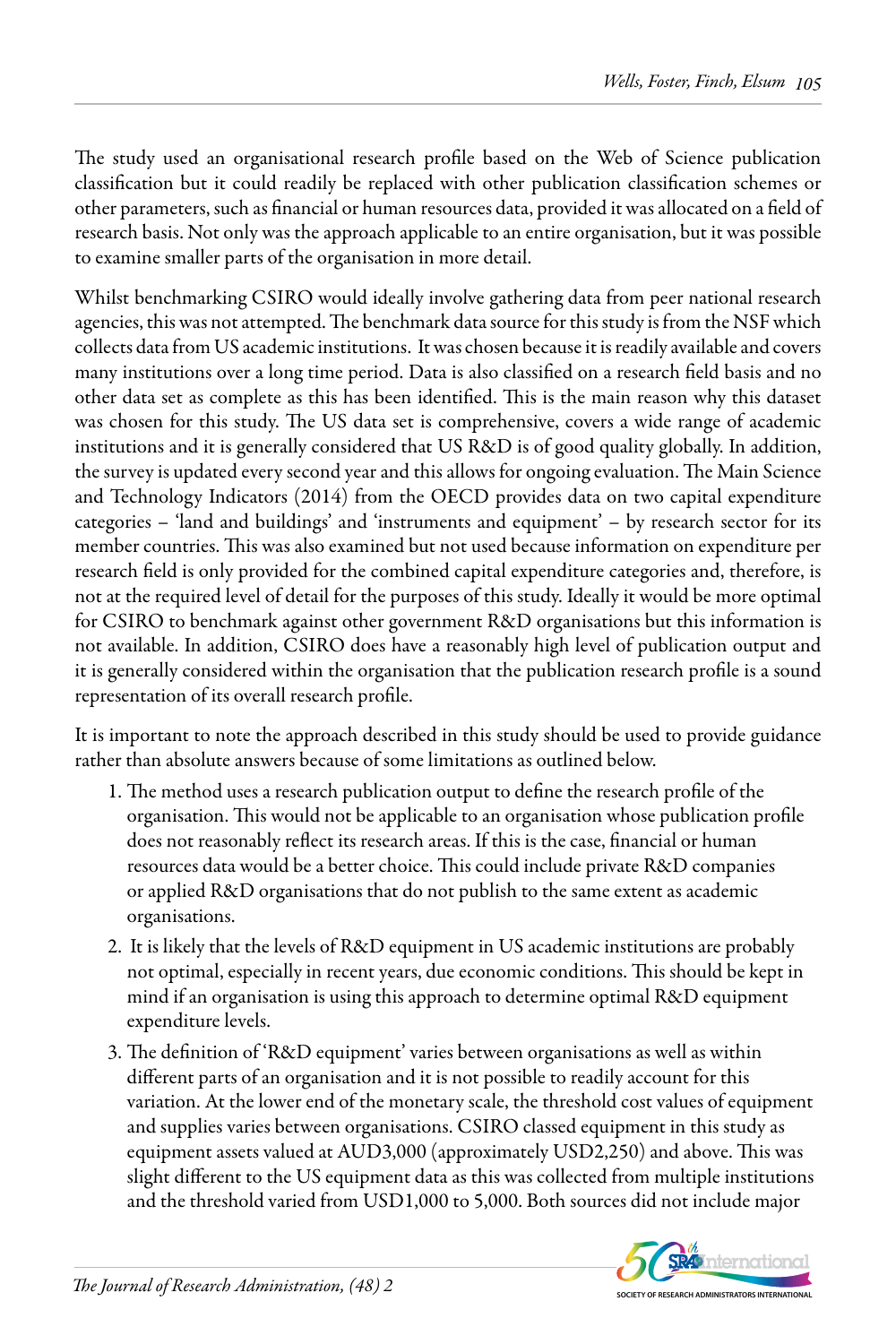The study used an organisational research profile based on the Web of Science publication classification but it could readily be replaced with other publication classification schemes or other parameters, such as financial or human resources data, provided it was allocated on a field of research basis. Not only was the approach applicable to an entire organisation, but it was possible to examine smaller parts of the organisation in more detail.

Whilst benchmarking CSIRO would ideally involve gathering data from peer national research agencies, this was not attempted. The benchmark data source for this study is from the NSF which collects data from US academic institutions. It was chosen because it is readily available and covers many institutions over a long time period. Data is also classified on a research field basis and no other data set as complete as this has been identified. This is the main reason why this dataset was chosen for this study. The US data set is comprehensive, covers a wide range of academic institutions and it is generally considered that US R&D is of good quality globally. In addition, the survey is updated every second year and this allows for ongoing evaluation. The Main Science and Technology Indicators (2014) from the OECD provides data on two capital expenditure categories – 'land and buildings' and 'instruments and equipment' – by research sector for its member countries. This was also examined but not used because information on expenditure per research field is only provided for the combined capital expenditure categories and, therefore, is not at the required level of detail for the purposes of this study. Ideally it would be more optimal for CSIRO to benchmark against other government R&D organisations but this information is not available. In addition, CSIRO does have a reasonably high level of publication output and it is generally considered within the organisation that the publication research profile is a sound representation of its overall research profile.

It is important to note the approach described in this study should be used to provide guidance rather than absolute answers because of some limitations as outlined below.

1. The method uses a research publication output to define the research profile of the organisation. This would not be applicable to an organisation whose publication profile does not reasonably reflect its research areas. If this is the case, financial or human resources data would be a better choice. This could include private R&D companies or applied R&D organisations that do not publish to the same extent as academic organisations.
2. It is likely that the levels of R&D equipment in US academic institutions are probably not optimal, especially in recent years, due economic conditions. This should be kept in mind if an organisation is using this approach to determine optimal R&D equipment expenditure levels.
3. The definition of 'R&D equipment' varies between organisations as well as within different parts of an organisation and it is not possible to readily account for this variation. At the lower end of the monetary scale, the threshold cost values of equipment and supplies varies between organisations. CSIRO classed equipment in this study as equipment assets valued at AUD3,000 (approximately USD2,250) and above. This was slight different to the US equipment data as this was collected from multiple institutions and the threshold varied from USD1,000 to 5,000. Both sources did not include major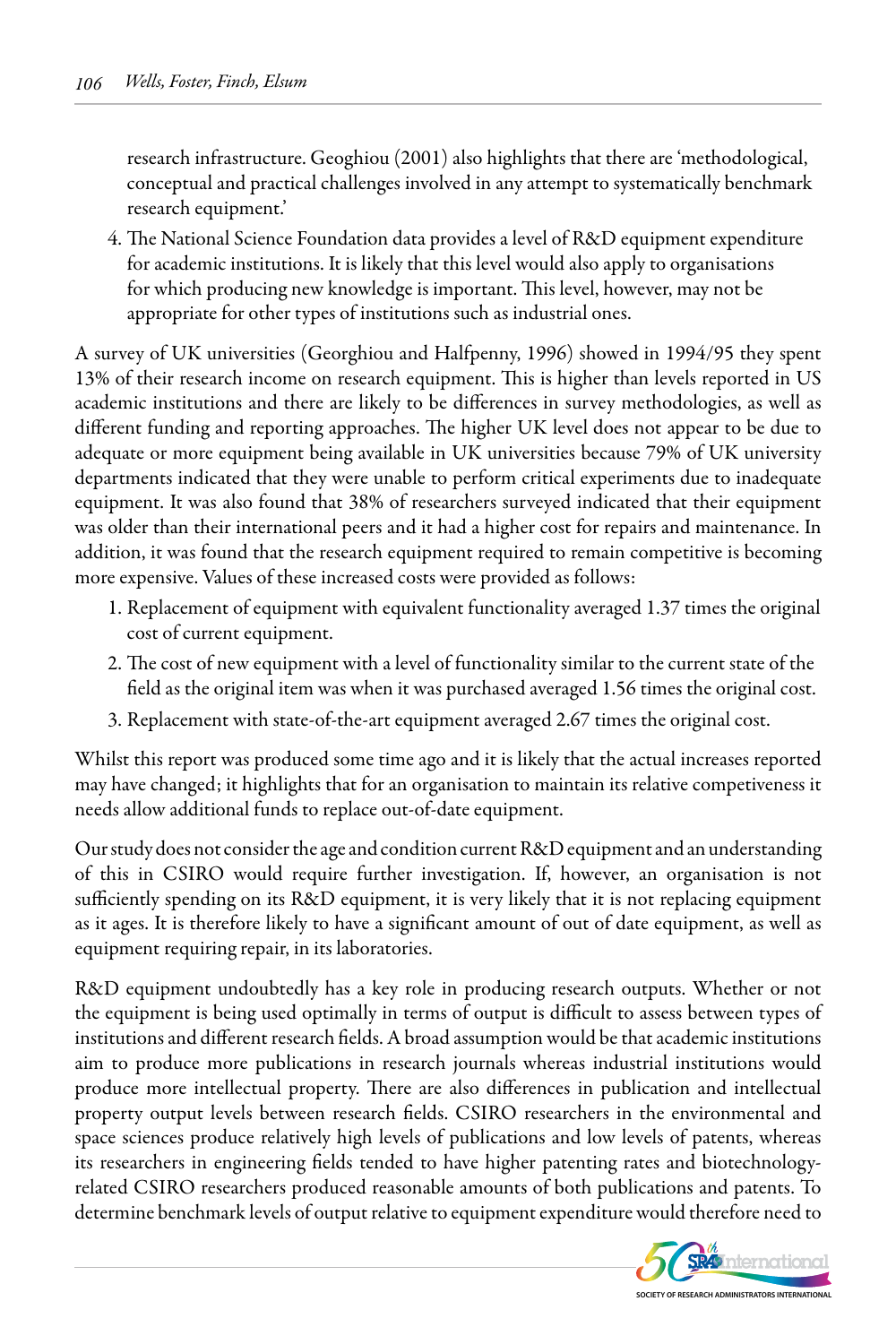research infrastructure. Geoghiou (2001) also highlights that there are 'methodological, conceptual and practical challenges involved in any attempt to systematically benchmark research equipment.'

4. The National Science Foundation data provides a level of R&D equipment expenditure for academic institutions. It is likely that this level would also apply to organisations for which producing new knowledge is important. This level, however, may not be appropriate for other types of institutions such as industrial ones.

A survey of UK universities (Georghiou and Halfpenny, 1996) showed in 1994/95 they spent 13% of their research income on research equipment. This is higher than levels reported in US academic institutions and there are likely to be differences in survey methodologies, as well as different funding and reporting approaches. The higher UK level does not appear to be due to adequate or more equipment being available in UK universities because 79% of UK university departments indicated that they were unable to perform critical experiments due to inadequate equipment. It was also found that 38% of researchers surveyed indicated that their equipment was older than their international peers and it had a higher cost for repairs and maintenance. In addition, it was found that the research equipment required to remain competitive is becoming more expensive. Values of these increased costs were provided as follows:

1. Replacement of equipment with equivalent functionality averaged 1.37 times the original cost of current equipment.
2. The cost of new equipment with a level of functionality similar to the current state of the field as the original item was when it was purchased averaged 1.56 times the original cost.
3. Replacement with state-of-the-art equipment averaged 2.67 times the original cost.

Whilst this report was produced some time ago and it is likely that the actual increases reported may have changed; it highlights that for an organisation to maintain its relative competiveness it needs allow additional funds to replace out-of-date equipment.

Our study does not consider the age and condition current R&D equipment and an understanding of this in CSIRO would require further investigation. If, however, an organisation is not sufficiently spending on its R&D equipment, it is very likely that it is not replacing equipment as it ages. It is therefore likely to have a significant amount of out of date equipment, as well as equipment requiring repair, in its laboratories.

R&D equipment undoubtedly has a key role in producing research outputs. Whether or not the equipment is being used optimally in terms of output is difficult to assess between types of institutions and different research fields. A broad assumption would be that academic institutions aim to produce more publications in research journals whereas industrial institutions would produce more intellectual property. There are also differences in publication and intellectual property output levels between research fields. CSIRO researchers in the environmental and space sciences produce relatively high levels of publications and low levels of patents, whereas its researchers in engineering fields tended to have higher patenting rates and biotechnology-related CSIRO researchers produced reasonable amounts of both publications and patents. To determine benchmark levels of output relative to equipment expenditure would therefore need to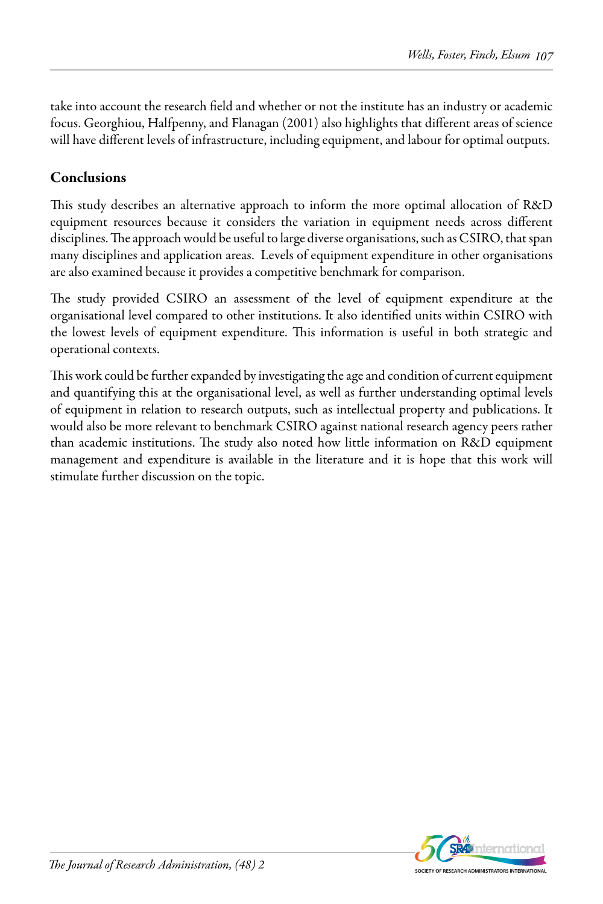take into account the research field and whether or not the institute has an industry or academic focus. Georghiou, Halfpenny, and Flanagan (2001) also highlights that different areas of science will have different levels of infrastructure, including equipment, and labour for optimal outputs.

## Conclusions

This study describes an alternative approach to inform the more optimal allocation of R&D equipment resources because it considers the variation in equipment needs across different disciplines. The approach would be useful to large diverse organisations, such as CSIRO, that span many disciplines and application areas. Levels of equipment expenditure in other organisations are also examined because it provides a competitive benchmark for comparison.

The study provided CSIRO an assessment of the level of equipment expenditure at the organisational level compared to other institutions. It also identified units within CSIRO with the lowest levels of equipment expenditure. This information is useful in both strategic and operational contexts.

This work could be further expanded by investigating the age and condition of current equipment and quantifying this at the organisational level, as well as further understanding optimal levels of equipment in relation to research outputs, such as intellectual property and publications. It would also be more relevant to benchmark CSIRO against national research agency peers rather than academic institutions. The study also noted how little information on R&D equipment management and expenditure is available in the literature and it is hope that this work will stimulate further discussion on the topic.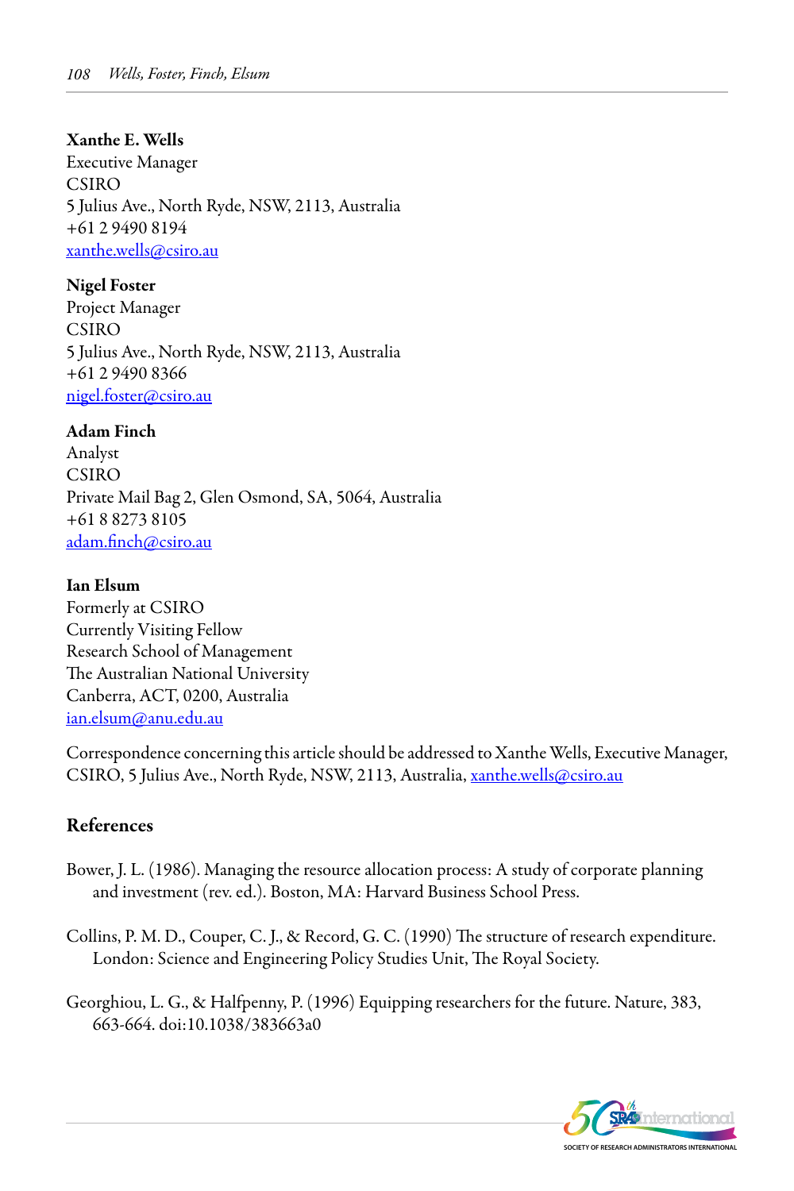**Xanthe E. Wells**
Executive Manager
CSIRO
5 Julius Ave., North Ryde, NSW, 2113, Australia
+61 2 9490 8194
xanthe.wells@csiro.au

**Nigel Foster**
Project Manager
CSIRO
5 Julius Ave., North Ryde, NSW, 2113, Australia
+61 2 9490 8366
nigel.foster@csiro.au

**Adam Finch**
Analyst
CSIRO
Private Mail Bag 2, Glen Osmond, SA, 5064, Australia
+61 8 8273 8105
adam.finch@csiro.au

**Ian Elsum**
Formerly at CSIRO
Currently Visiting Fellow
Research School of Management
The Australian National University
Canberra, ACT, 0200, Australia
ian.elsum@anu.edu.au

Correspondence concerning this article should be addressed to Xanthe Wells, Executive Manager, CSIRO, 5 Julius Ave., North Ryde, NSW, 2113, Australia, xanthe.wells@csiro.au

## References

Bower, J. L. (1986). Managing the resource allocation process: A study of corporate planning and investment (rev. ed.). Boston, MA: Harvard Business School Press.

Collins, P. M. D., Couper, C. J., & Record, G. C. (1990) The structure of research expenditure. London: Science and Engineering Policy Studies Unit, The Royal Society.

Georghiou, L. G., & Halfpenny, P. (1996) Equipping researchers for the future. Nature, 383, 663-664. doi:10.1038/383663a0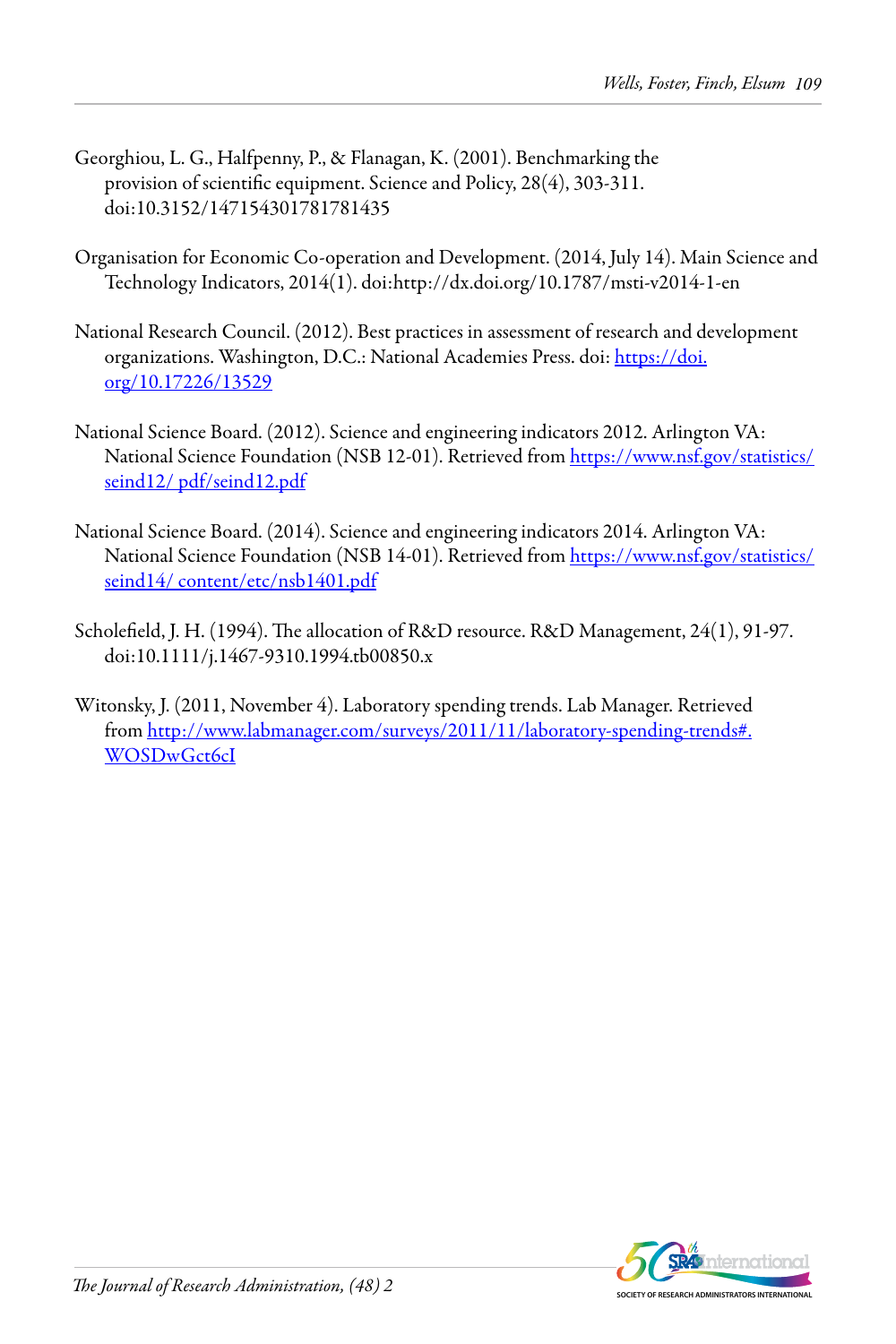Georghiou, L. G., Halfpenny, P., & Flanagan, K. (2001). Benchmarking the provision of scientific equipment. Science and Policy, 28(4), 303-311. doi:10.3152/147154301781781435

Organisation for Economic Co-operation and Development. (2014, July 14). Main Science and Technology Indicators, 2014(1). doi:http://dx.doi.org/10.1787/msti-v2014-1-en

National Research Council. (2012). Best practices in assessment of research and development organizations. Washington, D.C.: National Academies Press. doi: https://doi.org/10.17226/13529

National Science Board. (2012). Science and engineering indicators 2012. Arlington VA: National Science Foundation (NSB 12-01). Retrieved from https://www.nsf.gov/statistics/seind12/ pdf/seind12.pdf

National Science Board. (2014). Science and engineering indicators 2014. Arlington VA: National Science Foundation (NSB 14-01). Retrieved from https://www.nsf.gov/statistics/seind14/ content/etc/nsb1401.pdf

Scholefield, J. H. (1994). The allocation of R&D resource. R&D Management, 24(1), 91-97. doi:10.1111/j.1467-9310.1994.tb00850.x

Witonsky, J. (2011, November 4). Laboratory spending trends. Lab Manager. Retrieved from http://www.labmanager.com/surveys/2011/11/laboratory-spending-trends#.WOSDwGct6cI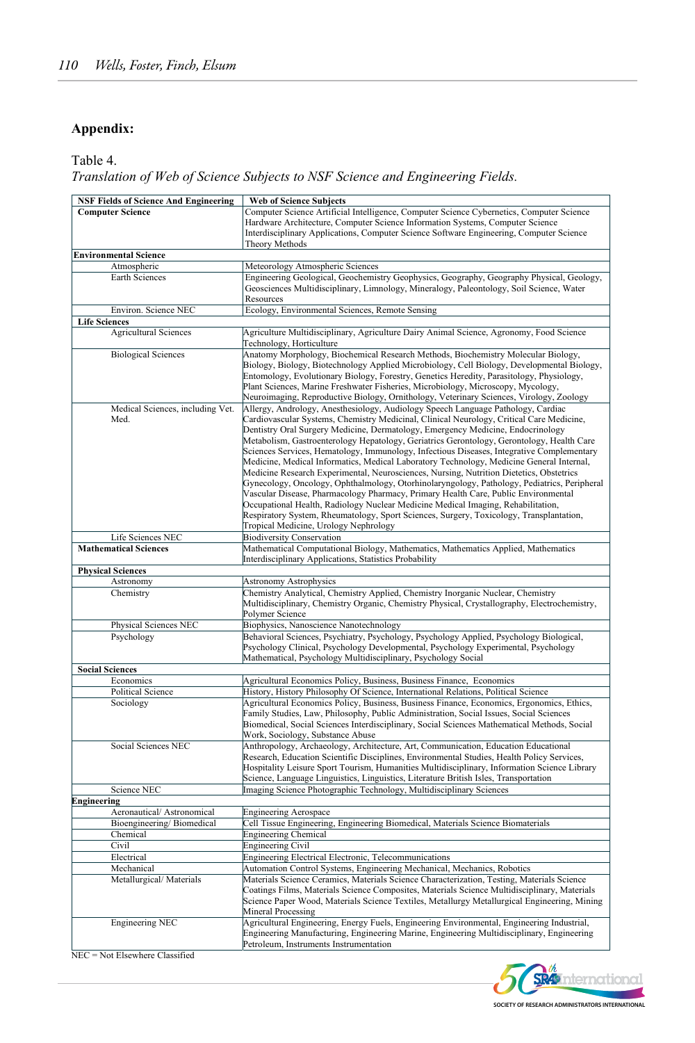## Appendix:

Table 4.
*Translation of Web of Science Subjects to NSF Science and Engineering Fields.*

| NSF Fields of Science And Engineering | Web of Science Subjects |
|---|---|
| **Computer Science** | Computer Science Artificial Intelligence, Computer Science Cybernetics, Computer Science Hardware Architecture, Computer Science Information Systems, Computer Science Interdisciplinary Applications, Computer Science Software Engineering, Computer Science Theory Methods |
| **Environmental Science** | |
| Atmospheric | Meteorology Atmospheric Sciences |
| Earth Sciences | Engineering Geological, Geochemistry Geophysics, Geography, Geography Physical, Geology, Geosciences Multidisciplinary, Limnology, Mineralogy, Paleontology, Soil Science, Water Resources |
| Environ. Science NEC | Ecology, Environmental Sciences, Remote Sensing |
| **Life Sciences** | |
| Agricultural Sciences | Agriculture Multidisciplinary, Agriculture Dairy Animal Science, Agronomy, Food Science Technology, Horticulture |
| Biological Sciences | Anatomy Morphology, Biochemical Research Methods, Biochemistry Molecular Biology, Biology, Biology, Biotechnology Applied Microbiology, Cell Biology, Developmental Biology, Entomology, Evolutionary Biology, Forestry, Genetics Heredity, Parasitology, Physiology, Plant Sciences, Marine Freshwater Fisheries, Microbiology, Microscopy, Mycology, Neuroimaging, Reproductive Biology, Ornithology, Veterinary Sciences, Virology, Zoology |
| Medical Sciences, including Vet. Med. | Allergy, Andrology, Anesthesiology, Audiology Speech Language Pathology, Cardiac Cardiovascular Systems, Chemistry Medicinal, Clinical Neurology, Critical Care Medicine, Dentistry Oral Surgery Medicine, Dermatology, Emergency Medicine, Endocrinology Metabolism, Gastroenterology Hepatology, Geriatrics Gerontology, Gerontology, Health Care Sciences Services, Hematology, Immunology, Infectious Diseases, Integrative Complementary Medicine, Medical Informatics, Medical Laboratory Technology, Medicine General Internal, Medicine Research Experimental, Neurosciences, Nursing, Nutrition Dietetics, Obstetrics Gynecology, Oncology, Ophthalmology, Otorhinolaryngology, Pathology, Pediatrics, Peripheral Vascular Disease, Pharmacology Pharmacy, Primary Health Care, Public Environmental Occupational Health, Radiology Nuclear Medicine Medical Imaging, Rehabilitation, Respiratory System, Rheumatology, Sport Sciences, Surgery, Toxicology, Transplantation, Tropical Medicine, Urology Nephrology |
| Life Sciences NEC | Biodiversity Conservation |
| **Mathematical Sciences** | Mathematical Computational Biology, Mathematics, Mathematics Applied, Mathematics Interdisciplinary Applications, Statistics Probability |
| **Physical Sciences** | |
| Astronomy | Astronomy Astrophysics |
| Chemistry | Chemistry Analytical, Chemistry Applied, Chemistry Inorganic Nuclear, Chemistry Multidisciplinary, Chemistry Organic, Chemistry Physical, Crystallography, Electrochemistry, Polymer Science |
| Physical Sciences NEC | Biophysics, Nanoscience Nanotechnology |
| Psychology | Behavioral Sciences, Psychiatry, Psychology, Psychology Applied, Psychology Biological, Psychology Clinical, Psychology Developmental, Psychology Experimental, Psychology Mathematical, Psychology Multidisciplinary, Psychology Social |
| **Social Sciences** | |
| Economics | Agricultural Economics Policy, Business, Business Finance, Economics |
| Political Science | History, History Philosophy Of Science, International Relations, Political Science |
| Sociology | Agricultural Economics Policy, Business, Business Finance, Economics, Ergonomics, Ethics, Family Studies, Law, Philosophy, Public Administration, Social Issues, Social Sciences Biomedical, Social Sciences Interdisciplinary, Social Sciences Mathematical Methods, Social Work, Sociology, Substance Abuse |
| Social Sciences NEC | Anthropology, Archaeology, Architecture, Art, Communication, Education Educational Research, Education Scientific Disciplines, Environmental Studies, Health Policy Services, Hospitality Leisure Sport Tourism, Humanities Multidisciplinary, Information Science Library Science, Language Linguistics, Linguistics, Literature British Isles, Transportation |
| Science NEC | Imaging Science Photographic Technology, Multidisciplinary Sciences |
| **Engineering** | |
| Aeronautical/ Astronomical | Engineering Aerospace |
| Bioengineering/ Biomedical | Cell Tissue Engineering, Engineering Biomedical, Materials Science Biomaterials |
| Chemical | Engineering Chemical |
| Civil | Engineering Civil |
| Electrical | Engineering Electrical Electronic, Telecommunications |
| Mechanical | Automation Control Systems, Engineering Mechanical, Mechanics, Robotics |
| Metallurgical/ Materials | Materials Science Ceramics, Materials Science Characterization, Testing, Materials Science Coatings Films, Materials Science Composites, Materials Science Multidisciplinary, Materials Science Paper Wood, Materials Science Textiles, Metallurgy Metallurgical Engineering, Mining Mineral Processing |
| Engineering NEC | Agricultural Engineering, Energy Fuels, Engineering Environmental, Engineering Industrial, Engineering Manufacturing, Engineering Marine, Engineering Multidisciplinary, Engineering Petroleum, Instruments Instrumentation |

NEC = Not Elsewhere Classified